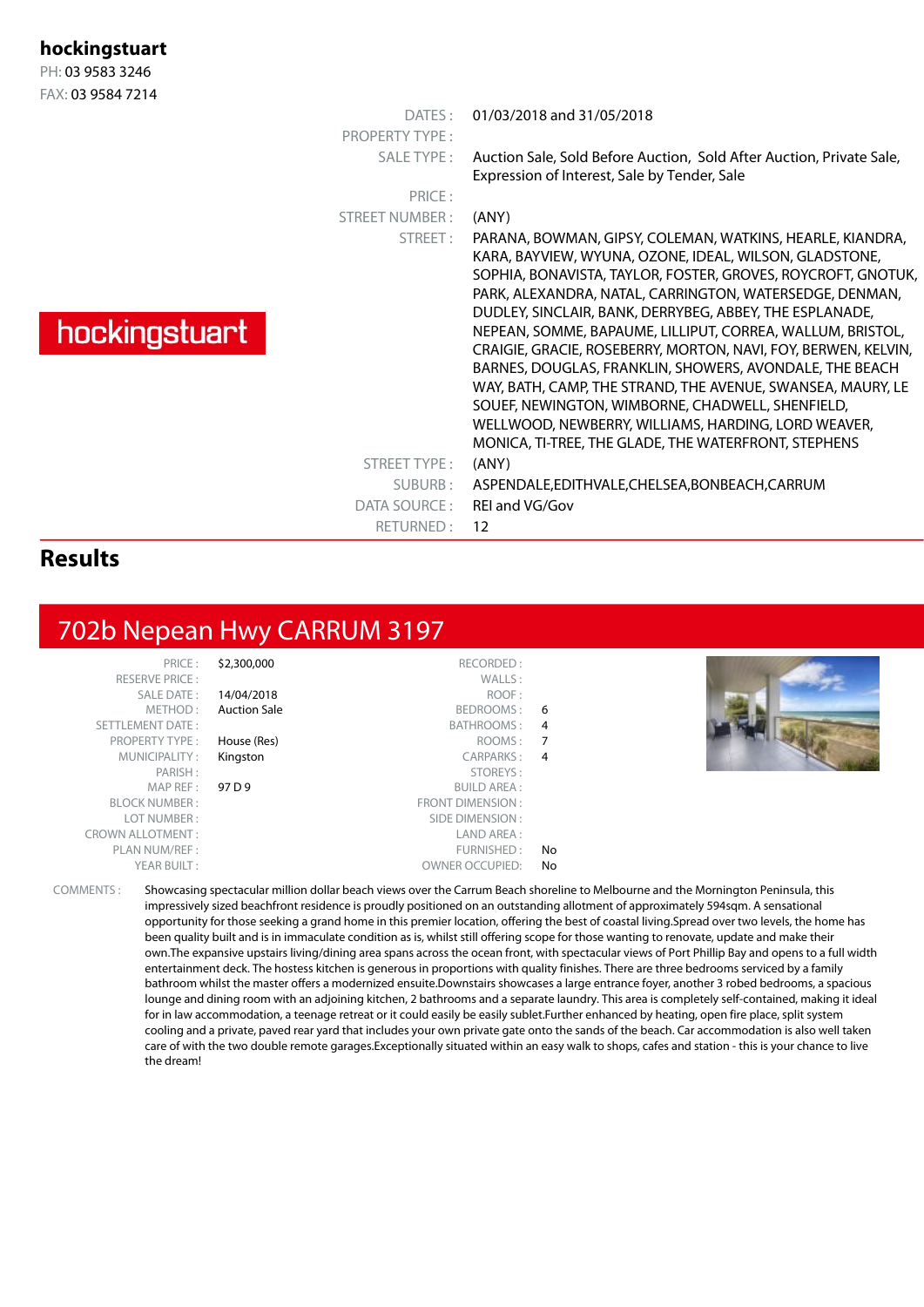# hockingstuart

PH: 03 9583 3246

FAX: 03 9584 7214

hockingstuart

| | |
|---|---|
| DATES : | 01/03/2018 and 31/05/2018 |
| PROPERTY TYPE : | |
| SALE TYPE : | Auction Sale, Sold Before Auction, Sold After Auction, Private Sale, Expression of Interest, Sale by Tender, Sale |
| PRICE : | |
| STREET NUMBER : | (ANY) |
| STREET : | PARANA, BOWMAN, GIPSY, COLEMAN, WATKINS, HEARLE, KIANDRA, KARA, BAYVIEW, WYUNA, OZONE, IDEAL, WILSON, GLADSTONE, SOPHIA, BONAVISTA, TAYLOR, FOSTER, GROVES, ROYCROFT, GNOTUK, PARK, ALEXANDRA, NATAL, CARRINGTON, WATERSEDGE, DENMAN, DUDLEY, SINCLAIR, BANK, DERRYBEG, ABBEY, THE ESPLANADE, NEPEAN, SOMME, BAPAUME, LILLIPUT, CORREA, WALLUM, BRISTOL, CRAIGIE, GRACIE, ROSEBERRY, MORTON, NAVI, FOY, BERWEN, KELVIN, BARNES, DOUGLAS, FRANKLIN, SHOWERS, AVONDALE, THE BEACH WAY, BATH, CAMP, THE STRAND, THE AVENUE, SWANSEA, MAURY, LE SOUEF, NEWINGTON, WIMBORNE, CHADWELL, SHENFIELD, WELLWOOD, NEWBERRY, WILLIAMS, HARDING, LORD WEAVER, MONICA, TI-TREE, THE GLADE, THE WATERFRONT, STEPHENS |
| STREET TYPE : | (ANY) |
| SUBURB : | ASPENDALE,EDITHVALE,CHELSEA,BONBEACH,CARRUM |
| DATA SOURCE : | REI and VG/Gov |
| RETURNED : | 12 |

## Results

## 702b Nepean Hwy CARRUM 3197

| | | | |
|---|---|---|---|
| PRICE : | $2,300,000 | RECORDED : | |
| RESERVE PRICE : | | WALLS : | |
| SALE DATE : | 14/04/2018 | ROOF : | |
| METHOD : | Auction Sale | BEDROOMS : | 6 |
| SETTLEMENT DATE : | | BATHROOMS : | 4 |
| PROPERTY TYPE : | House (Res) | ROOMS : | 7 |
| MUNICIPALITY : | Kingston | CARPARKS : | 4 |
| PARISH : | | STOREYS : | |
| MAP REF : | 97 D 9 | BUILD AREA : | |
| BLOCK NUMBER : | | FRONT DIMENSION : | |
| LOT NUMBER : | | SIDE DIMENSION : | |
| CROWN ALLOTMENT : | | LAND AREA : | |
| PLAN NUM/REF : | | FURNISHED : | No |
| YEAR BUILT : | | OWNER OCCUPIED: | No |

COMMENTS : Showcasing spectacular million dollar beach views over the Carrum Beach shoreline to Melbourne and the Mornington Peninsula, this impressively sized beachfront residence is proudly positioned on an outstanding allotment of approximately 594sqm. A sensational opportunity for those seeking a grand home in this premier location, offering the best of coastal living.Spread over two levels, the home has been quality built and is in immaculate condition as is, whilst still offering scope for those wanting to renovate, update and make their own.The expansive upstairs living/dining area spans across the ocean front, with spectacular views of Port Phillip Bay and opens to a full width entertainment deck. The hostess kitchen is generous in proportions with quality finishes. There are three bedrooms serviced by a family bathroom whilst the master offers a modernized ensuite.Downstairs showcases a large entrance foyer, another 3 robed bedrooms, a spacious lounge and dining room with an adjoining kitchen, 2 bathrooms and a separate laundry. This area is completely self-contained, making it ideal for in law accommodation, a teenage retreat or it could easily be easily sublet.Further enhanced by heating, open fire place, split system cooling and a private, paved rear yard that includes your own private gate onto the sands of the beach. Car accommodation is also well taken care of with the two double remote garages.Exceptionally situated within an easy walk to shops, cafes and station - this is your chance to live the dream!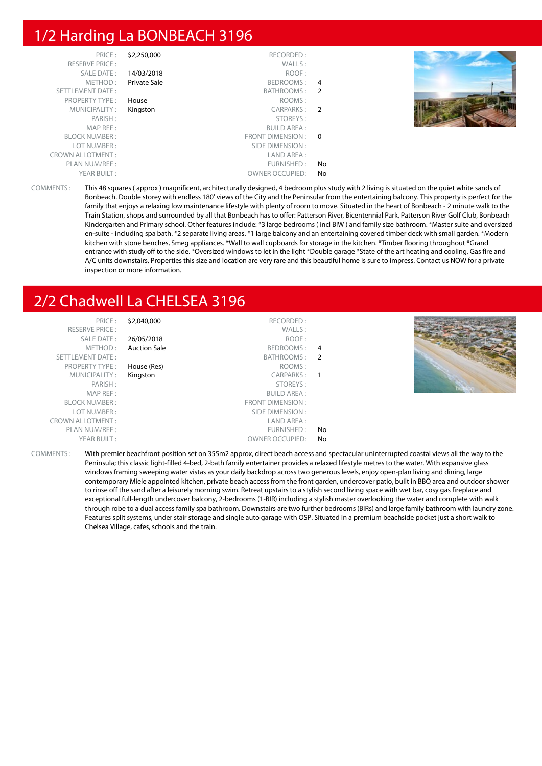## 1/2 Harding La BONBEACH 3196

| | | | |
|---|---|---|---|
| PRICE : | $2,250,000 | RECORDED : | |
| RESERVE PRICE : | | WALLS : | |
| SALE DATE : | 14/03/2018 | ROOF : | |
| METHOD : | Private Sale | BEDROOMS : | 4 |
| SETTLEMENT DATE : | | BATHROOMS : | 2 |
| PROPERTY TYPE : | House | ROOMS : | |
| MUNICIPALITY : | Kingston | CARPARKS : | 2 |
| PARISH : | | STOREYS : | |
| MAP REF : | | BUILD AREA : | |
| BLOCK NUMBER : | | FRONT DIMENSION : | 0 |
| LOT NUMBER : | | SIDE DIMENSION : | |
| CROWN ALLOTMENT : | | LAND AREA : | |
| PLAN NUM/REF : | | FURNISHED : | No |
| YEAR BUILT : | | OWNER OCCUPIED: | No |

COMMENTS : This 48 squares ( approx ) magnificent, architecturally designed, 4 bedroom plus study with 2 living is situated on the quiet white sands of Bonbeach. Double storey with endless 180' views of the City and the Peninsular from the entertaining balcony. This property is perfect for the family that enjoys a relaxing low maintenance lifestyle with plenty of room to move. Situated in the heart of Bonbeach - 2 minute walk to the Train Station, shops and surrounded by all that Bonbeach has to offer: Patterson River, Bicentennial Park, Patterson River Golf Club, Bonbeach Kindergarten and Primary school. Other features include: *3 large bedrooms ( incl BIW ) and family size bathroom. *Master suite and oversized en-suite - including spa bath. *2 separate living areas. *1 large balcony and an entertaining covered timber deck with small garden. *Modern kitchen with stone benches, Smeg appliances. *Wall to wall cupboards for storage in the kitchen. *Timber flooring throughout *Grand entrance with study off to the side. *Oversized windows to let in the light *Double garage *State of the art heating and cooling, Gas fire and A/C units downstairs. Properties this size and location are very rare and this beautiful home is sure to impress. Contact us NOW for a private inspection or more information.

## 2/2 Chadwell La CHELSEA 3196

| | | | |
|---|---|---|---|
| PRICE : | $2,040,000 | RECORDED : | |
| RESERVE PRICE : | | WALLS : | |
| SALE DATE : | 26/05/2018 | ROOF : | |
| METHOD : | Auction Sale | BEDROOMS : | 4 |
| SETTLEMENT DATE : | | BATHROOMS : | 2 |
| PROPERTY TYPE : | House (Res) | ROOMS : | |
| MUNICIPALITY : | Kingston | CARPARKS : | 1 |
| PARISH : | | STOREYS : | |
| MAP REF : | | BUILD AREA : | |
| BLOCK NUMBER : | | FRONT DIMENSION : | |
| LOT NUMBER : | | SIDE DIMENSION : | |
| CROWN ALLOTMENT : | | LAND AREA : | |
| PLAN NUM/REF : | | FURNISHED : | No |
| YEAR BUILT : | | OWNER OCCUPIED: | No |

COMMENTS : With premier beachfront position set on 355m2 approx, direct beach access and spectacular uninterrupted coastal views all the way to the Peninsula; this classic light-filled 4-bed, 2-bath family entertainer provides a relaxed lifestyle metres to the water. With expansive glass windows framing sweeping water vistas as your daily backdrop across two generous levels, enjoy open-plan living and dining, large contemporary Miele appointed kitchen, private beach access from the front garden, undercover patio, built in BBQ area and outdoor shower to rinse off the sand after a leisurely morning swim. Retreat upstairs to a stylish second living space with wet bar, cosy gas fireplace and exceptional full-length undercover balcony, 2-bedrooms (1-BIR) including a stylish master overlooking the water and complete with walk through robe to a dual access family spa bathroom. Downstairs are two further bedrooms (BIRs) and large family bathroom with laundry zone. Features split systems, under stair storage and single auto garage with OSP. Situated in a premium beachside pocket just a short walk to Chelsea Village, cafes, schools and the train.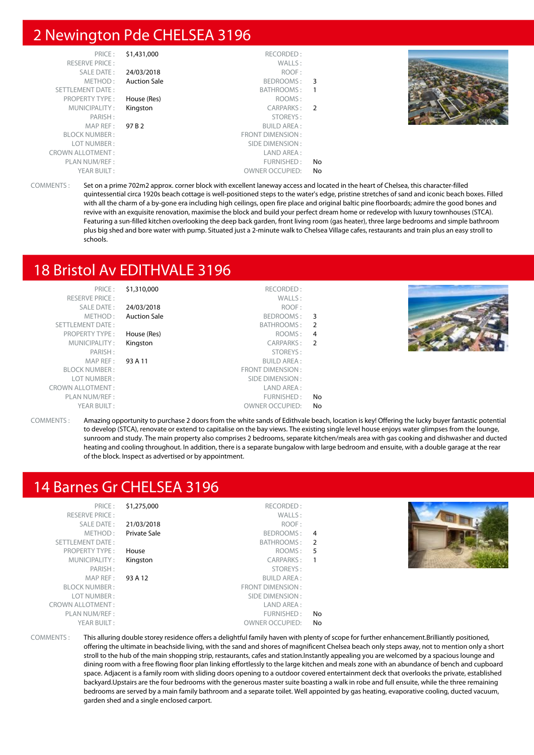## 2 Newington Pde CHELSEA 3196

| | | | |
|---|---|---|---|
| PRICE : | $1,431,000 | RECORDED : | |
| RESERVE PRICE : | | WALLS : | |
| SALE DATE : | 24/03/2018 | ROOF : | |
| METHOD : | Auction Sale | BEDROOMS : | 3 |
| SETTLEMENT DATE : | | BATHROOMS : | 1 |
| PROPERTY TYPE : | House (Res) | ROOMS : | |
| MUNICIPALITY : | Kingston | CARPARKS : | 2 |
| PARISH : | | STOREYS : | |
| MAP REF : | 97 B 2 | BUILD AREA : | |
| BLOCK NUMBER : | | FRONT DIMENSION : | |
| LOT NUMBER : | | SIDE DIMENSION : | |
| CROWN ALLOTMENT : | | LAND AREA : | |
| PLAN NUM/REF : | | FURNISHED : | No |
| YEAR BUILT : | | OWNER OCCUPIED: | No |

COMMENTS : Set on a prime 702m2 approx. corner block with excellent laneway access and located in the heart of Chelsea, this character-filled quintessential circa 1920s beach cottage is well-positioned steps to the water's edge, pristine stretches of sand and iconic beach boxes. Filled with all the charm of a by-gone era including high ceilings, open fire place and original baltic pine floorboards; admire the good bones and revive with an exquisite renovation, maximise the block and build your perfect dream home or redevelop with luxury townhouses (STCA). Featuring a sun-filled kitchen overlooking the deep back garden, front living room (gas heater), three large bedrooms and simple bathroom plus big shed and bore water with pump. Situated just a 2-minute walk to Chelsea Village cafes, restaurants and train plus an easy stroll to schools.

## 18 Bristol Av EDITHVALE 3196

| | | | |
|---|---|---|---|
| PRICE : | $1,310,000 | RECORDED : | |
| RESERVE PRICE : | | WALLS : | |
| SALE DATE : | 24/03/2018 | ROOF : | |
| METHOD : | Auction Sale | BEDROOMS : | 3 |
| SETTLEMENT DATE : | | BATHROOMS : | 2 |
| PROPERTY TYPE : | House (Res) | ROOMS : | 4 |
| MUNICIPALITY : | Kingston | CARPARKS : | 2 |
| PARISH : | | STOREYS : | |
| MAP REF : | 93 A 11 | BUILD AREA : | |
| BLOCK NUMBER : | | FRONT DIMENSION : | |
| LOT NUMBER : | | SIDE DIMENSION : | |
| CROWN ALLOTMENT : | | LAND AREA : | |
| PLAN NUM/REF : | | FURNISHED : | No |
| YEAR BUILT : | | OWNER OCCUPIED: | No |

COMMENTS : Amazing opportunity to purchase 2 doors from the white sands of Edithvale beach, location is key! Offering the lucky buyer fantastic potential to develop (STCA), renovate or extend to capitalise on the bay views. The existing single level house enjoys water glimpses from the lounge, sunroom and study. The main property also comprises 2 bedrooms, separate kitchen/meals area with gas cooking and dishwasher and ducted heating and cooling throughout. In addition, there is a separate bungalow with large bedroom and ensuite, with a double garage at the rear of the block. Inspect as advertised or by appointment.

## 14 Barnes Gr CHELSEA 3196

| | | | |
|---|---|---|---|
| PRICE : | $1,275,000 | RECORDED : | |
| RESERVE PRICE : | | WALLS : | |
| SALE DATE : | 21/03/2018 | ROOF : | |
| METHOD : | Private Sale | BEDROOMS : | 4 |
| SETTLEMENT DATE : | | BATHROOMS : | 2 |
| PROPERTY TYPE : | House | ROOMS : | 5 |
| MUNICIPALITY : | Kingston | CARPARKS : | 1 |
| PARISH : | | STOREYS : | |
| MAP REF : | 93 A 12 | BUILD AREA : | |
| BLOCK NUMBER : | | FRONT DIMENSION : | |
| LOT NUMBER : | | SIDE DIMENSION : | |
| CROWN ALLOTMENT : | | LAND AREA : | |
| PLAN NUM/REF : | | FURNISHED : | No |
| YEAR BUILT : | | OWNER OCCUPIED: | No |

COMMENTS : This alluring double storey residence offers a delightful family haven with plenty of scope for further enhancement.Brilliantly positioned, offering the ultimate in beachside living, with the sand and shores of magnificent Chelsea beach only steps away, not to mention only a short stroll to the hub of the main shopping strip, restaurants, cafes and station.Instantly appealing you are welcomed by a spacious lounge and dining room with a free flowing floor plan linking effortlessly to the large kitchen and meals zone with an abundance of bench and cupboard space. Adjacent is a family room with sliding doors opening to a outdoor covered entertainment deck that overlooks the private, established backyard.Upstairs are the four bedrooms with the generous master suite boasting a walk in robe and full ensuite, while the three remaining bedrooms are served by a main family bathroom and a separate toilet. Well appointed by gas heating, evaporative cooling, ducted vacuum, garden shed and a single enclosed carport.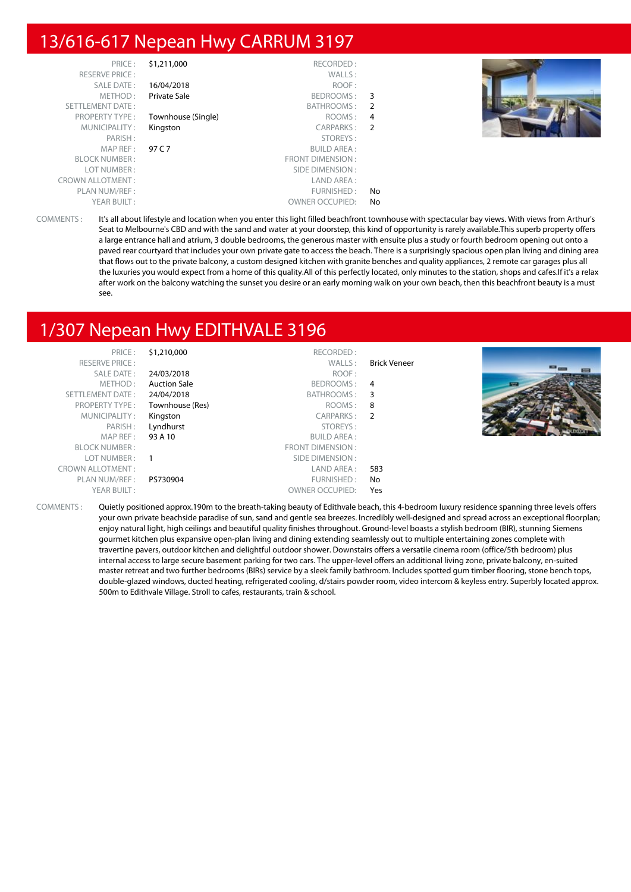## 13/616-617 Nepean Hwy CARRUM 3197

| | | | |
|---|---|---|---|
| PRICE : | $1,211,000 | RECORDED : | |
| RESERVE PRICE : | | WALLS : | |
| SALE DATE : | 16/04/2018 | ROOF : | |
| METHOD : | Private Sale | BEDROOMS : | 3 |
| SETTLEMENT DATE : | | BATHROOMS : | 2 |
| PROPERTY TYPE : | Townhouse (Single) | ROOMS : | 4 |
| MUNICIPALITY : | Kingston | CARPARKS : | 2 |
| PARISH : | | STOREYS : | |
| MAP REF : | 97 C 7 | BUILD AREA : | |
| BLOCK NUMBER : | | FRONT DIMENSION : | |
| LOT NUMBER : | | SIDE DIMENSION : | |
| CROWN ALLOTMENT : | | LAND AREA : | |
| PLAN NUM/REF : | | FURNISHED : | No |
| YEAR BUILT : | | OWNER OCCUPIED: | No |

COMMENTS : It's all about lifestyle and location when you enter this light filled beachfront townhouse with spectacular bay views. With views from Arthur's Seat to Melbourne's CBD and with the sand and water at your doorstep, this kind of opportunity is rarely available.This superb property offers a large entrance hall and atrium, 3 double bedrooms, the generous master with ensuite plus a study or fourth bedroom opening out onto a paved rear courtyard that includes your own private gate to access the beach. There is a surprisingly spacious open plan living and dining area that flows out to the private balcony, a custom designed kitchen with granite benches and quality appliances, 2 remote car garages plus all the luxuries you would expect from a home of this quality.All of this perfectly located, only minutes to the station, shops and cafes.If it's a relax after work on the balcony watching the sunset you desire or an early morning walk on your own beach, then this beachfront beauty is a must see.

## 1/307 Nepean Hwy EDITHVALE 3196

| | | | |
|---|---|---|---|
| PRICE : | $1,210,000 | RECORDED : | |
| RESERVE PRICE : | | WALLS : | Brick Veneer |
| SALE DATE : | 24/03/2018 | ROOF : | |
| METHOD : | Auction Sale | BEDROOMS : | 4 |
| SETTLEMENT DATE : | 24/04/2018 | BATHROOMS : | 3 |
| PROPERTY TYPE : | Townhouse (Res) | ROOMS : | 8 |
| MUNICIPALITY : | Kingston | CARPARKS : | 2 |
| PARISH : | Lyndhurst | STOREYS : | |
| MAP REF : | 93 A 10 | BUILD AREA : | |
| BLOCK NUMBER : | | FRONT DIMENSION : | |
| LOT NUMBER : | 1 | SIDE DIMENSION : | |
| CROWN ALLOTMENT : | | LAND AREA : | 583 |
| PLAN NUM/REF : | PS730904 | FURNISHED : | No |
| YEAR BUILT : | | OWNER OCCUPIED: | Yes |

COMMENTS : Quietly positioned approx.190m to the breath-taking beauty of Edithvale beach, this 4-bedroom luxury residence spanning three levels offers your own private beachside paradise of sun, sand and gentle sea breezes. Incredibly well-designed and spread across an exceptional floorplan; enjoy natural light, high ceilings and beautiful quality finishes throughout. Ground-level boasts a stylish bedroom (BIR), stunning Siemens gourmet kitchen plus expansive open-plan living and dining extending seamlessly out to multiple entertaining zones complete with travertine pavers, outdoor kitchen and delightful outdoor shower. Downstairs offers a versatile cinema room (office/5th bedroom) plus internal access to large secure basement parking for two cars. The upper-level offers an additional living zone, private balcony, en-suited master retreat and two further bedrooms (BIRs) service by a sleek family bathroom. Includes spotted gum timber flooring, stone bench tops, double-glazed windows, ducted heating, refrigerated cooling, d/stairs powder room, video intercom & keyless entry. Superbly located approx. 500m to Edithvale Village. Stroll to cafes, restaurants, train & school.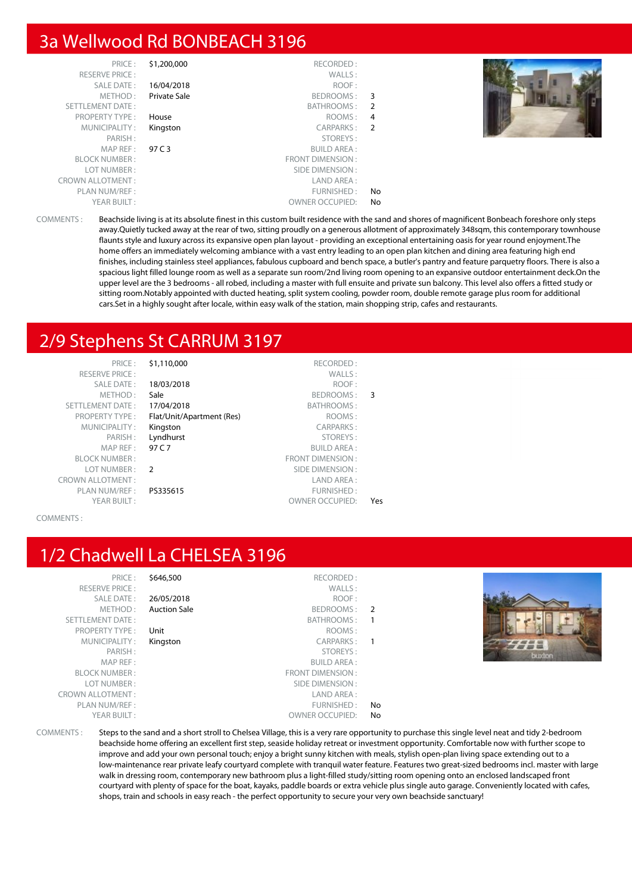## 3a Wellwood Rd BONBEACH 3196

| | | | |
|---|---|---|---|
| PRICE : | $1,200,000 | RECORDED : | |
| RESERVE PRICE : | | WALLS : | |
| SALE DATE : | 16/04/2018 | ROOF : | |
| METHOD : | Private Sale | BEDROOMS : | 3 |
| SETTLEMENT DATE : | | BATHROOMS : | 2 |
| PROPERTY TYPE : | House | ROOMS : | 4 |
| MUNICIPALITY : | Kingston | CARPARKS : | 2 |
| PARISH : | | STOREYS : | |
| MAP REF : | 97 C 3 | BUILD AREA : | |
| BLOCK NUMBER : | | FRONT DIMENSION : | |
| LOT NUMBER : | | SIDE DIMENSION : | |
| CROWN ALLOTMENT : | | LAND AREA : | |
| PLAN NUM/REF : | | FURNISHED : | No |
| YEAR BUILT : | | OWNER OCCUPIED: | No |

COMMENTS : Beachside living is at its absolute finest in this custom built residence with the sand and shores of magnificent Bonbeach foreshore only steps away.Quietly tucked away at the rear of two, sitting proudly on a generous allotment of approximately 348sqm, this contemporary townhouse flaunts style and luxury across its expansive open plan layout - providing an exceptional entertaining oasis for year round enjoyment.The home offers an immediately welcoming ambiance with a vast entry leading to an open plan kitchen and dining area featuring high end finishes, including stainless steel appliances, fabulous cupboard and bench space, a butler's pantry and feature parquetry floors. There is also a spacious light filled lounge room as well as a separate sun room/2nd living room opening to an expansive outdoor entertainment deck.On the upper level are the 3 bedrooms - all robed, including a master with full ensuite and private sun balcony. This level also offers a fitted study or sitting room.Notably appointed with ducted heating, split system cooling, powder room, double remote garage plus room for additional cars.Set in a highly sought after locale, within easy walk of the station, main shopping strip, cafes and restaurants.

## 2/9 Stephens St CARRUM 3197

| | | | |
|---|---|---|---|
| PRICE : | $1,110,000 | RECORDED : | |
| RESERVE PRICE : | | WALLS : | |
| SALE DATE : | 18/03/2018 | ROOF : | |
| METHOD : | Sale | BEDROOMS : | 3 |
| SETTLEMENT DATE : | 17/04/2018 | BATHROOMS : | |
| PROPERTY TYPE : | Flat/Unit/Apartment (Res) | ROOMS : | |
| MUNICIPALITY : | Kingston | CARPARKS : | |
| PARISH : | Lyndhurst | STOREYS : | |
| MAP REF : | 97 C 7 | BUILD AREA : | |
| BLOCK NUMBER : | | FRONT DIMENSION : | |
| LOT NUMBER : | 2 | SIDE DIMENSION : | |
| CROWN ALLOTMENT : | | LAND AREA : | |
| PLAN NUM/REF : | PS335615 | FURNISHED : | |
| YEAR BUILT : | | OWNER OCCUPIED: | Yes |

COMMENTS :

## 1/2 Chadwell La CHELSEA 3196

| | | | |
|---|---|---|---|
| PRICE : | $646,500 | RECORDED : | |
| RESERVE PRICE : | | WALLS : | |
| SALE DATE : | 26/05/2018 | ROOF : | |
| METHOD : | Auction Sale | BEDROOMS : | 2 |
| SETTLEMENT DATE : | | BATHROOMS : | 1 |
| PROPERTY TYPE : | Unit | ROOMS : | |
| MUNICIPALITY : | Kingston | CARPARKS : | 1 |
| PARISH : | | STOREYS : | |
| MAP REF : | | BUILD AREA : | |
| BLOCK NUMBER : | | FRONT DIMENSION : | |
| LOT NUMBER : | | SIDE DIMENSION : | |
| CROWN ALLOTMENT : | | LAND AREA : | |
| PLAN NUM/REF : | | FURNISHED : | No |
| YEAR BUILT : | | OWNER OCCUPIED: | No |

COMMENTS : Steps to the sand and a short stroll to Chelsea Village, this is a very rare opportunity to purchase this single level neat and tidy 2-bedroom beachside home offering an excellent first step, seaside holiday retreat or investment opportunity. Comfortable now with further scope to improve and add your own personal touch; enjoy a bright sunny kitchen with meals, stylish open-plan living space extending out to a low-maintenance rear private leafy courtyard complete with tranquil water feature. Features two great-sized bedrooms incl. master with large walk in dressing room, contemporary new bathroom plus a light-filled study/sitting room opening onto an enclosed landscaped front courtyard with plenty of space for the boat, kayaks, paddle boards or extra vehicle plus single auto garage. Conveniently located with cafes, shops, train and schools in easy reach - the perfect opportunity to secure your very own beachside sanctuary!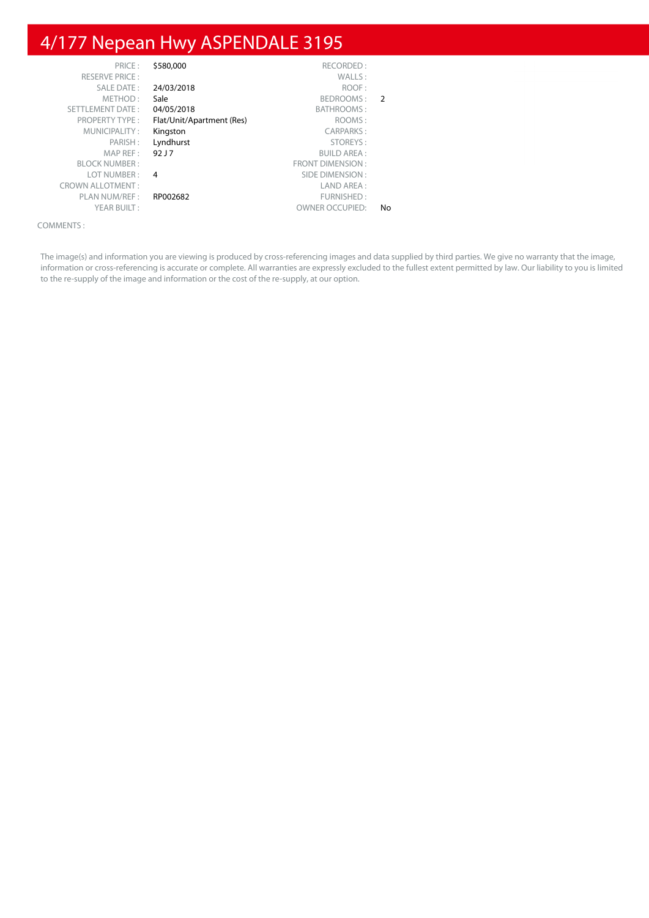# 4/177 Nepean Hwy ASPENDALE 3195

| | | | |
|---|---|---|---|
| PRICE : | $580,000 | RECORDED : | |
| RESERVE PRICE : | | WALLS : | |
| SALE DATE : | 24/03/2018 | ROOF : | |
| METHOD : | Sale | BEDROOMS : | 2 |
| SETTLEMENT DATE : | 04/05/2018 | BATHROOMS : | |
| PROPERTY TYPE : | Flat/Unit/Apartment (Res) | ROOMS : | |
| MUNICIPALITY : | Kingston | CARPARKS : | |
| PARISH : | Lyndhurst | STOREYS : | |
| MAP REF : | 92 J 7 | BUILD AREA : | |
| BLOCK NUMBER : | | FRONT DIMENSION : | |
| LOT NUMBER : | 4 | SIDE DIMENSION : | |
| CROWN ALLOTMENT : | | LAND AREA : | |
| PLAN NUM/REF : | RP002682 | FURNISHED : | |
| YEAR BUILT : | | OWNER OCCUPIED: | No |

COMMENTS :

The image(s) and information you are viewing is produced by cross-referencing images and data supplied by third parties. We give no warranty that the image, information or cross-referencing is accurate or complete. All warranties are expressly excluded to the fullest extent permitted by law. Our liability to you is limited to the re-supply of the image and information or the cost of the re-supply, at our option.